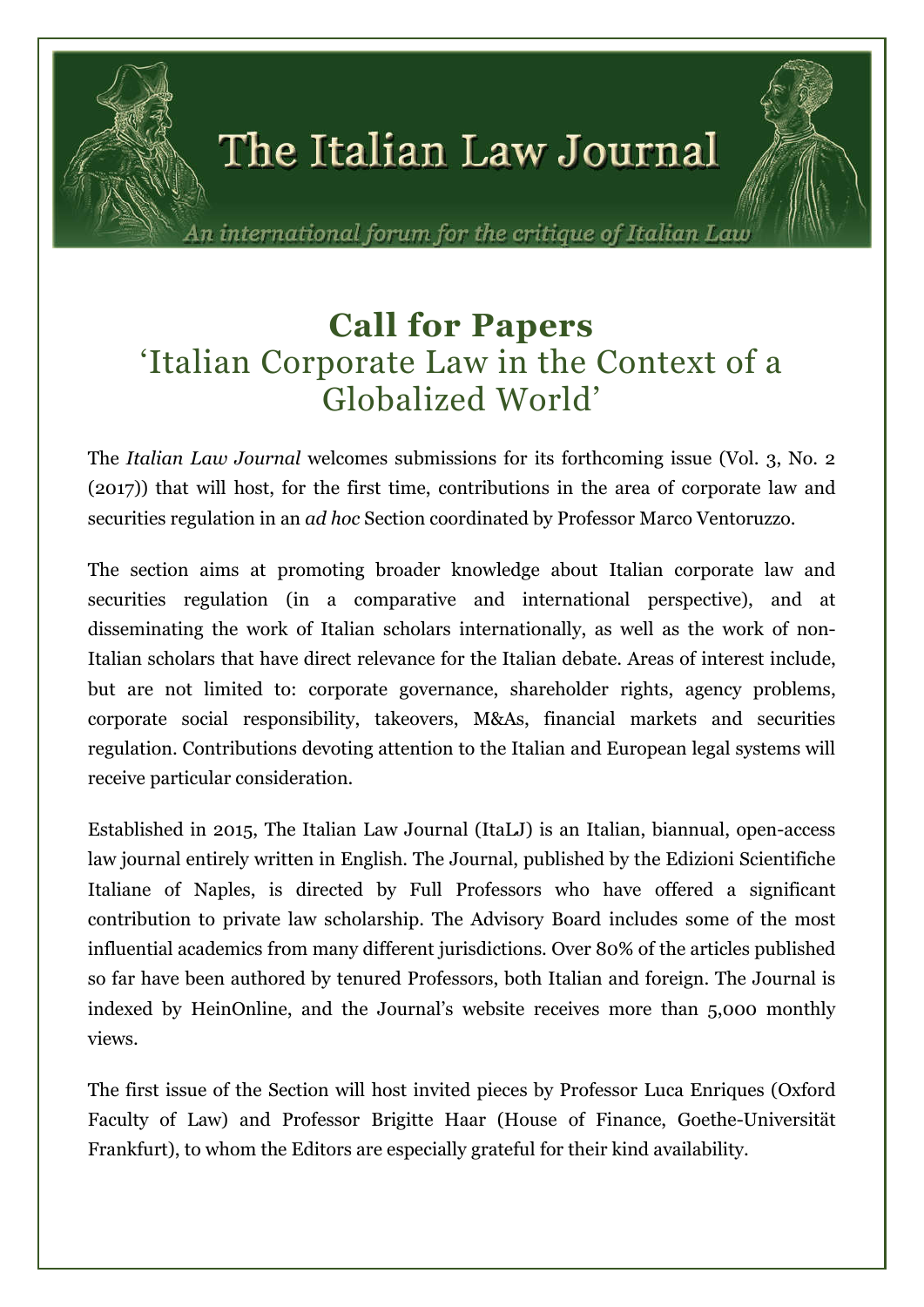# The Italian Law Journal

*An international forum for the critique of Italian Law*

## Call for Papers
## 'Italian Corporate Law in the Context of a Globalized World'

The *Italian Law Journal* welcomes submissions for its forthcoming issue (Vol. 3, No. 2 (2017)) that will host, for the first time, contributions in the area of corporate law and securities regulation in an *ad hoc* Section coordinated by Professor Marco Ventoruzzo.

The section aims at promoting broader knowledge about Italian corporate law and securities regulation (in a comparative and international perspective), and at disseminating the work of Italian scholars internationally, as well as the work of non-Italian scholars that have direct relevance for the Italian debate. Areas of interest include, but are not limited to: corporate governance, shareholder rights, agency problems, corporate social responsibility, takeovers, M&As, financial markets and securities regulation. Contributions devoting attention to the Italian and European legal systems will receive particular consideration.

Established in 2015, The Italian Law Journal (ItaLJ) is an Italian, biannual, open-access law journal entirely written in English. The Journal, published by the Edizioni Scientifiche Italiane of Naples, is directed by Full Professors who have offered a significant contribution to private law scholarship. The Advisory Board includes some of the most influential academics from many different jurisdictions. Over 80% of the articles published so far have been authored by tenured Professors, both Italian and foreign. The Journal is indexed by HeinOnline, and the Journal's website receives more than 5,000 monthly views.

The first issue of the Section will host invited pieces by Professor Luca Enriques (Oxford Faculty of Law) and Professor Brigitte Haar (House of Finance, Goethe-Universität Frankfurt), to whom the Editors are especially grateful for their kind availability.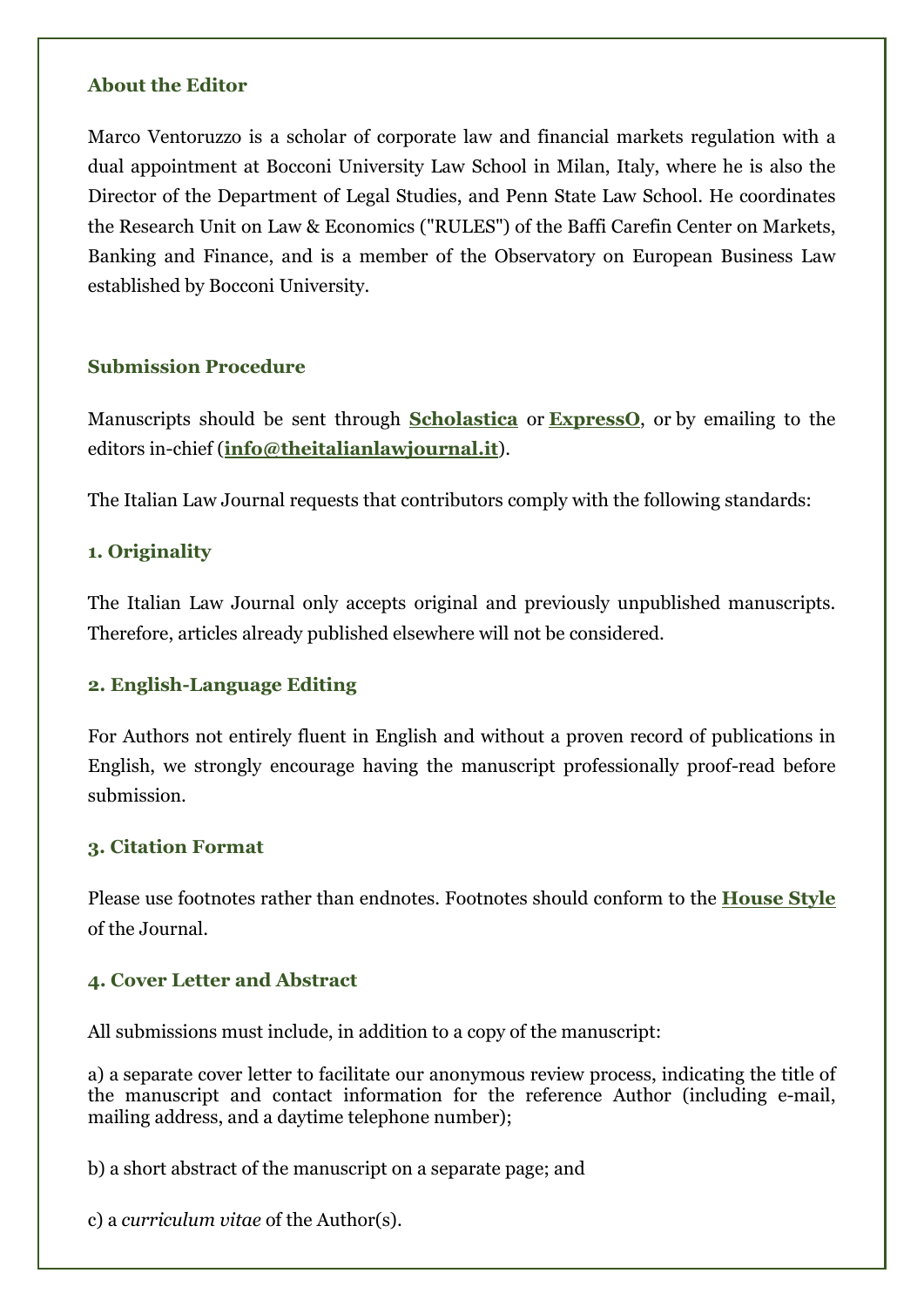## About the Editor

Marco Ventoruzzo is a scholar of corporate law and financial markets regulation with a dual appointment at Bocconi University Law School in Milan, Italy, where he is also the Director of the Department of Legal Studies, and Penn State Law School. He coordinates the Research Unit on Law & Economics ("RULES") of the Baffi Carefin Center on Markets, Banking and Finance, and is a member of the Observatory on European Business Law established by Bocconi University.

## Submission Procedure

Manuscripts should be sent through **Scholastica** or **ExpressO**, or by emailing to the editors in-chief (**info@theitalianlawjournal.it**).

The Italian Law Journal requests that contributors comply with the following standards:

### 1. Originality

The Italian Law Journal only accepts original and previously unpublished manuscripts. Therefore, articles already published elsewhere will not be considered.

### 2. English-Language Editing

For Authors not entirely fluent in English and without a proven record of publications in English, we strongly encourage having the manuscript professionally proof-read before submission.

### 3. Citation Format

Please use footnotes rather than endnotes. Footnotes should conform to the **House Style** of the Journal.

### 4. Cover Letter and Abstract

All submissions must include, in addition to a copy of the manuscript:

a) a separate cover letter to facilitate our anonymous review process, indicating the title of the manuscript and contact information for the reference Author (including e-mail, mailing address, and a daytime telephone number);

b) a short abstract of the manuscript on a separate page; and

c) a *curriculum vitae* of the Author(s).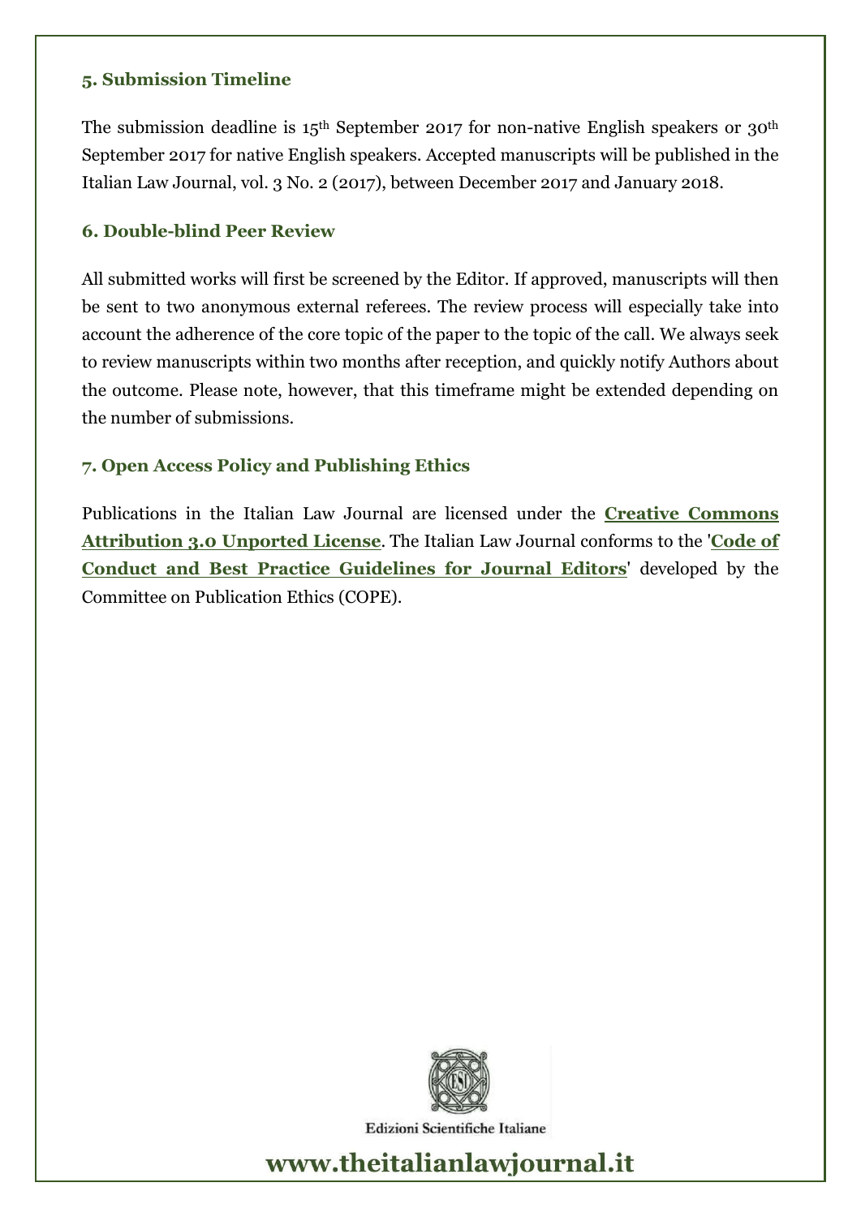### 5. Submission Timeline

The submission deadline is 15th September 2017 for non-native English speakers or 30th September 2017 for native English speakers. Accepted manuscripts will be published in the Italian Law Journal, vol. 3 No. 2 (2017), between December 2017 and January 2018.

### 6. Double-blind Peer Review

All submitted works will first be screened by the Editor. If approved, manuscripts will then be sent to two anonymous external referees. The review process will especially take into account the adherence of the core topic of the paper to the topic of the call. We always seek to review manuscripts within two months after reception, and quickly notify Authors about the outcome. Please note, however, that this timeframe might be extended depending on the number of submissions.

### 7. Open Access Policy and Publishing Ethics

Publications in the Italian Law Journal are licensed under the **Creative Commons Attribution 3.0 Unported License**. The Italian Law Journal conforms to the '**Code of Conduct and Best Practice Guidelines for Journal Editors**' developed by the Committee on Publication Ethics (COPE).

Edizioni Scientifiche Italiane

**www.theitalianlawjournal.it**